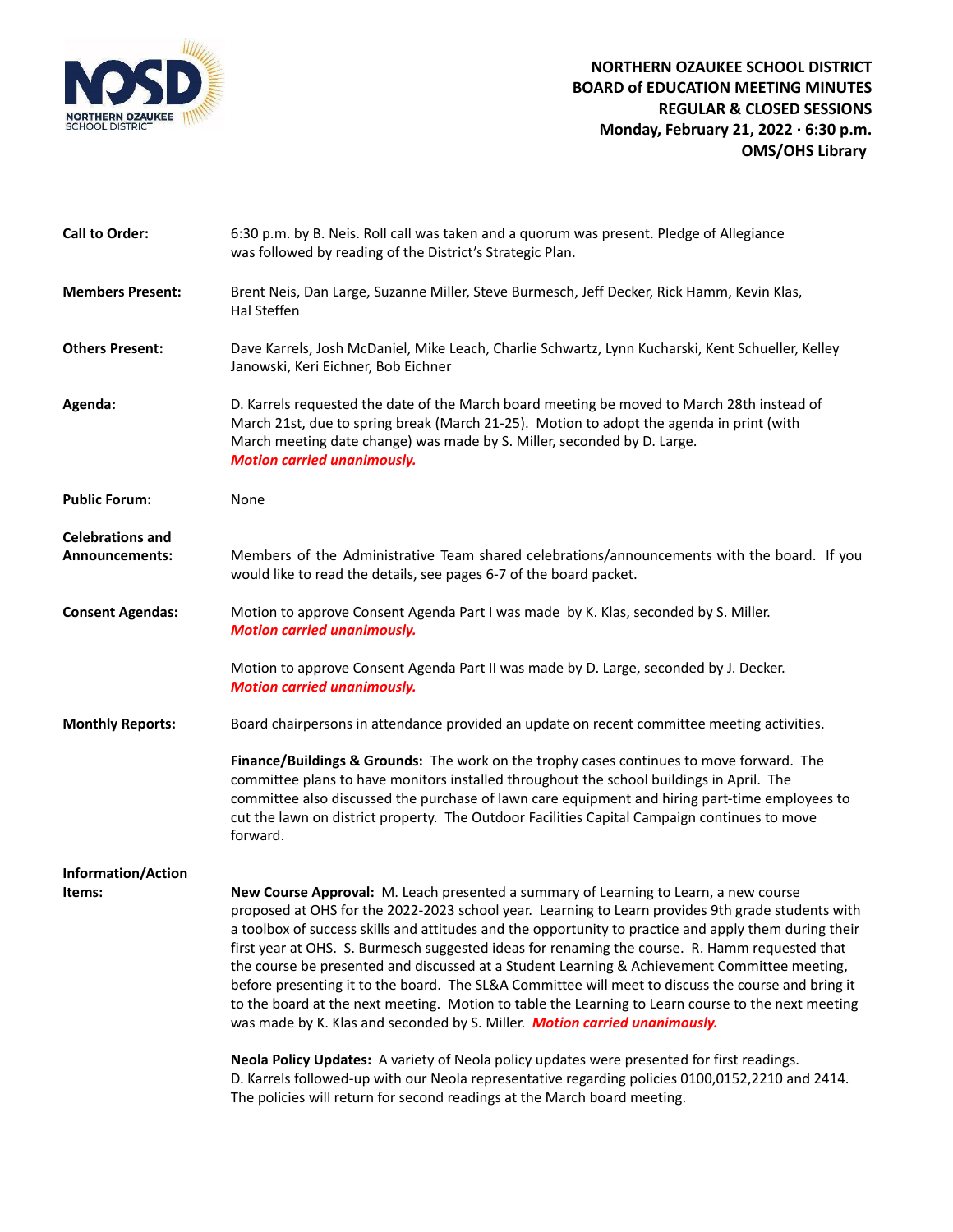# NORTHERN OZAUKEE SCHOOL DISTRICT
## BOARD of EDUCATION MEETING MINUTES
### REGULAR & CLOSED SESSIONS
### Monday, February 21, 2022 · 6:30 p.m.
### OMS/OHS Library

**Call to Order:** 6:30 p.m. by B. Neis. Roll call was taken and a quorum was present. Pledge of Allegiance was followed by reading of the District's Strategic Plan.

**Members Present:** Brent Neis, Dan Large, Suzanne Miller, Steve Burmesch, Jeff Decker, Rick Hamm, Kevin Klas, Hal Steffen

**Others Present:** Dave Karrels, Josh McDaniel, Mike Leach, Charlie Schwartz, Lynn Kucharski, Kent Schueller, Kelley Janowski, Keri Eichner, Bob Eichner

**Agenda:** D. Karrels requested the date of the March board meeting be moved to March 28th instead of March 21st, due to spring break (March 21-25). Motion to adopt the agenda in print (with March meeting date change) was made by S. Miller, seconded by D. Large.
***Motion carried unanimously.***

**Public Forum:** None

**Celebrations and Announcements:** Members of the Administrative Team shared celebrations/announcements with the board. If you would like to read the details, see pages 6-7 of the board packet.

**Consent Agendas:** Motion to approve Consent Agenda Part I was made by K. Klas, seconded by S. Miller.
***Motion carried unanimously.***

Motion to approve Consent Agenda Part II was made by D. Large, seconded by J. Decker.
***Motion carried unanimously.***

**Monthly Reports:** Board chairpersons in attendance provided an update on recent committee meeting activities.

**Finance/Buildings & Grounds:** The work on the trophy cases continues to move forward. The committee plans to have monitors installed throughout the school buildings in April. The committee also discussed the purchase of lawn care equipment and hiring part-time employees to cut the lawn on district property. The Outdoor Facilities Capital Campaign continues to move forward.

**Information/Action Items:**

**New Course Approval:** M. Leach presented a summary of Learning to Learn, a new course proposed at OHS for the 2022-2023 school year. Learning to Learn provides 9th grade students with a toolbox of success skills and attitudes and the opportunity to practice and apply them during their first year at OHS. S. Burmesch suggested ideas for renaming the course. R. Hamm requested that the course be presented and discussed at a Student Learning & Achievement Committee meeting, before presenting it to the board. The SL&A Committee will meet to discuss the course and bring it to the board at the next meeting. Motion to table the Learning to Learn course to the next meeting was made by K. Klas and seconded by S. Miller. ***Motion carried unanimously.***

**Neola Policy Updates:** A variety of Neola policy updates were presented for first readings. D. Karrels followed-up with our Neola representative regarding policies 0100,0152,2210 and 2414. The policies will return for second readings at the March board meeting.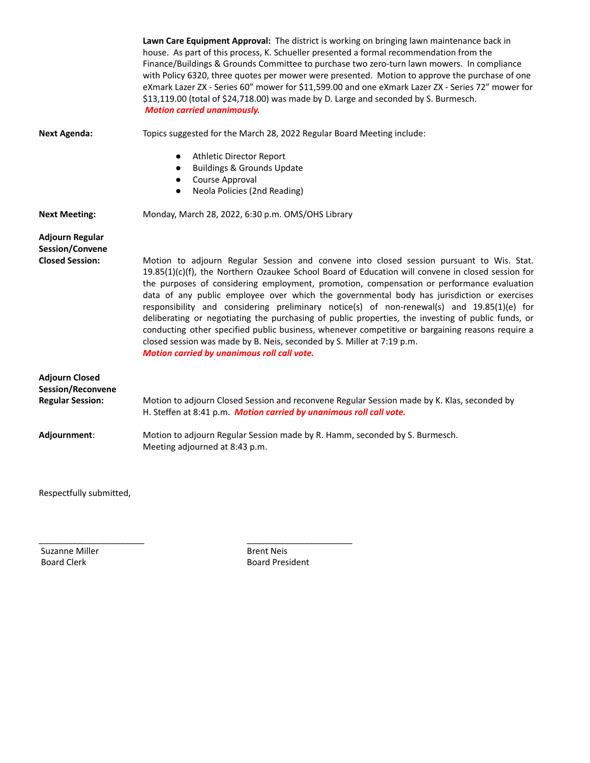**Lawn Care Equipment Approval:** The district is working on bringing lawn maintenance back in house. As part of this process, K. Schueller presented a formal recommendation from the Finance/Buildings & Grounds Committee to purchase two zero-turn lawn mowers. In compliance with Policy 6320, three quotes per mower were presented. Motion to approve the purchase of one eXmark Lazer ZX - Series 60" mower for $11,599.00 and one eXmark Lazer ZX - Series 72" mower for $13,119.00 (total of $24,718.00) was made by D. Large and seconded by S. Burmesch.
***Motion carried unanimously.***

**Next Agenda:** Topics suggested for the March 28, 2022 Regular Board Meeting include:

- Athletic Director Report
- Buildings & Grounds Update
- Course Approval
- Neola Policies (2nd Reading)

**Next Meeting:** Monday, March 28, 2022, 6:30 p.m. OMS/OHS Library

**Adjourn Regular Session/Convene Closed Session:** Motion to adjourn Regular Session and convene into closed session pursuant to Wis. Stat. 19.85(1)(c)(f), the Northern Ozaukee School Board of Education will convene in closed session for the purposes of considering employment, promotion, compensation or performance evaluation data of any public employee over which the governmental body has jurisdiction or exercises responsibility and considering preliminary notice(s) of non-renewal(s) and 19.85(1)(e) for deliberating or negotiating the purchasing of public properties, the investing of public funds, or conducting other specified public business, whenever competitive or bargaining reasons require a closed session was made by B. Neis, seconded by S. Miller at 7:19 p.m.
***Motion carried by unanimous roll call vote.***

**Adjourn Closed Session/Reconvene Regular Session:** Motion to adjourn Closed Session and reconvene Regular Session made by K. Klas, seconded by H. Steffen at 8:41 p.m. ***Motion carried by unanimous roll call vote.***

**Adjournment**: Motion to adjourn Regular Session made by R. Hamm, seconded by S. Burmesch. Meeting adjourned at 8:43 p.m.

Respectfully submitted,

______________________
Suzanne Miller
Board Clerk

______________________
Brent Neis
Board President